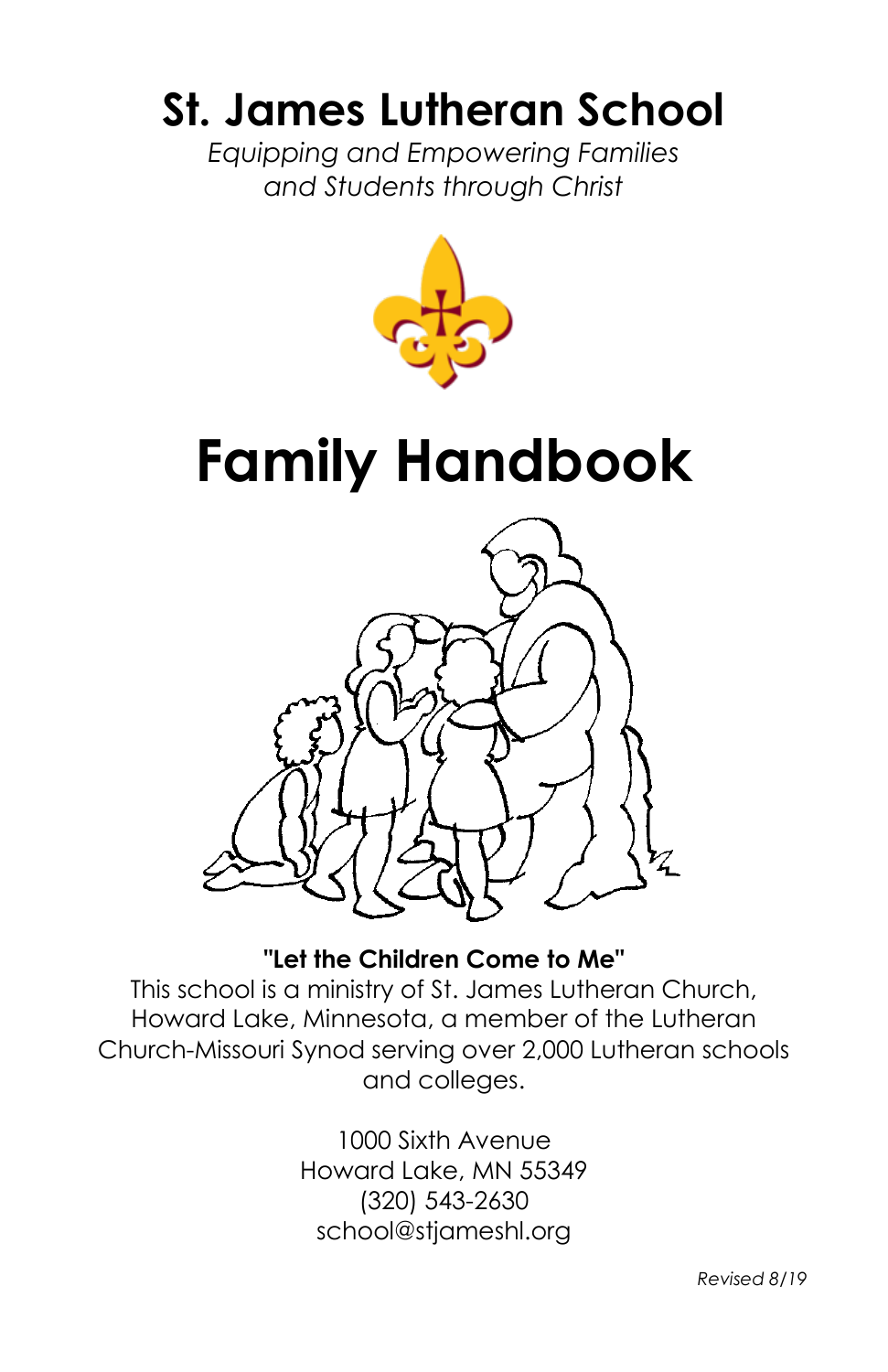# St. James Lutheran School

*Equipping and Empowering Families and Students through Christ*

# Family Handbook

**"Let the Children Come to Me"**

This school is a ministry of St. James Lutheran Church, Howard Lake, Minnesota, a member of the Lutheran Church-Missouri Synod serving over 2,000 Lutheran schools and colleges.

1000 Sixth Avenue
Howard Lake, MN 55349
(320) 543-2630
school@stjameshl.org

*Revised 8/19*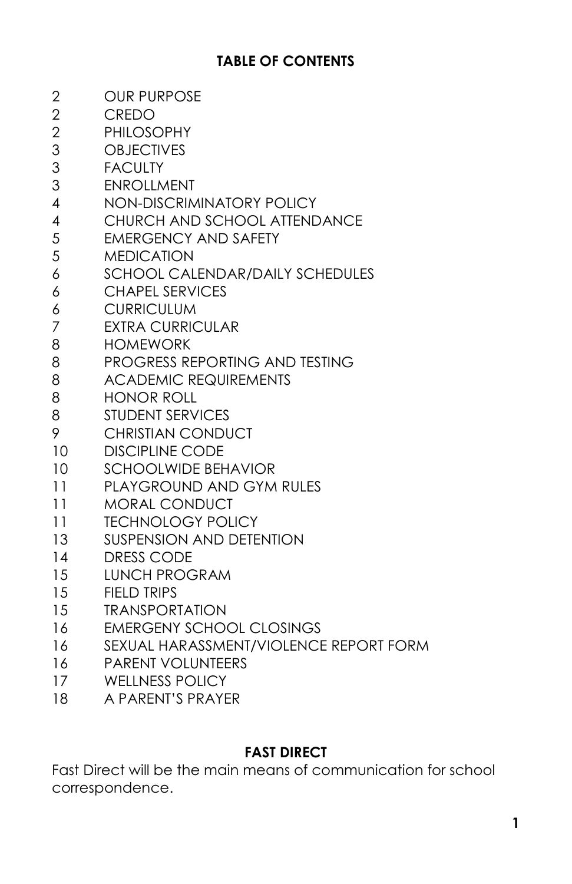## TABLE OF CONTENTS

| Page | Section |
|---|---|
| 2 | OUR PURPOSE |
| 2 | CREDO |
| 2 | PHILOSOPHY |
| 3 | OBJECTIVES |
| 3 | FACULTY |
| 3 | ENROLLMENT |
| 4 | NON-DISCRIMINATORY POLICY |
| 4 | CHURCH AND SCHOOL ATTENDANCE |
| 5 | EMERGENCY AND SAFETY |
| 5 | MEDICATION |
| 6 | SCHOOL CALENDAR/DAILY SCHEDULES |
| 6 | CHAPEL SERVICES |
| 6 | CURRICULUM |
| 7 | EXTRA CURRICULAR |
| 8 | HOMEWORK |
| 8 | PROGRESS REPORTING AND TESTING |
| 8 | ACADEMIC REQUIREMENTS |
| 8 | HONOR ROLL |
| 8 | STUDENT SERVICES |
| 9 | CHRISTIAN CONDUCT |
| 10 | DISCIPLINE CODE |
| 10 | SCHOOLWIDE BEHAVIOR |
| 11 | PLAYGROUND AND GYM RULES |
| 11 | MORAL CONDUCT |
| 11 | TECHNOLOGY POLICY |
| 13 | SUSPENSION AND DETENTION |
| 14 | DRESS CODE |
| 15 | LUNCH PROGRAM |
| 15 | FIELD TRIPS |
| 15 | TRANSPORTATION |
| 16 | EMERGENY SCHOOL CLOSINGS |
| 16 | SEXUAL HARASSMENT/VIOLENCE REPORT FORM |
| 16 | PARENT VOLUNTEERS |
| 17 | WELLNESS POLICY |
| 18 | A PARENT'S PRAYER |

## FAST DIRECT

Fast Direct will be the main means of communication for school correspondence.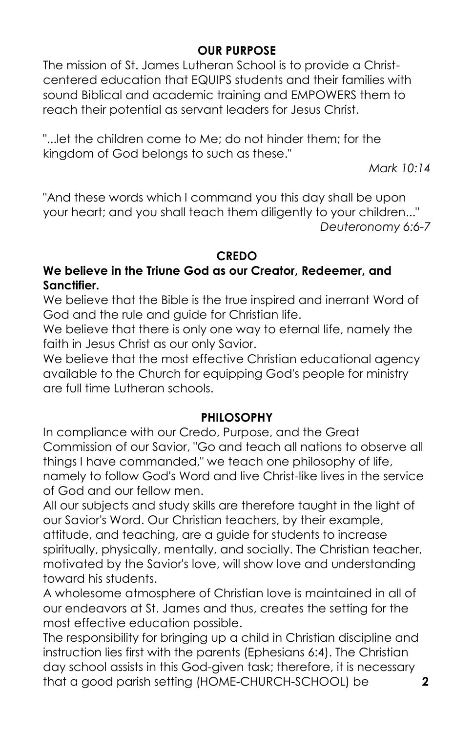## OUR PURPOSE

The mission of St. James Lutheran School is to provide a Christ-centered education that EQUIPS students and their families with sound Biblical and academic training and EMPOWERS them to reach their potential as servant leaders for Jesus Christ.

"...let the children come to Me; do not hinder them; for the kingdom of God belongs to such as these."

*Mark 10:14*

"And these words which I command you this day shall be upon your heart; and you shall teach them diligently to your children..."

*Deuteronomy 6:6-7*

## CREDO

**We believe in the Triune God as our Creator, Redeemer, and Sanctifier.**

We believe that the Bible is the true inspired and inerrant Word of God and the rule and guide for Christian life.

We believe that there is only one way to eternal life, namely the faith in Jesus Christ as our only Savior.

We believe that the most effective Christian educational agency available to the Church for equipping God's people for ministry are full time Lutheran schools.

## PHILOSOPHY

In compliance with our Credo, Purpose, and the Great Commission of our Savior, "Go and teach all nations to observe all things I have commanded," we teach one philosophy of life, namely to follow God's Word and live Christ-like lives in the service of God and our fellow men.

All our subjects and study skills are therefore taught in the light of our Savior's Word. Our Christian teachers, by their example, attitude, and teaching, are a guide for students to increase spiritually, physically, mentally, and socially. The Christian teacher, motivated by the Savior's love, will show love and understanding toward his students.

A wholesome atmosphere of Christian love is maintained in all of our endeavors at St. James and thus, creates the setting for the most effective education possible.

The responsibility for bringing up a child in Christian discipline and instruction lies first with the parents (Ephesians 6:4). The Christian day school assists in this God-given task; therefore, it is necessary that a good parish setting (HOME-CHURCH-SCHOOL) be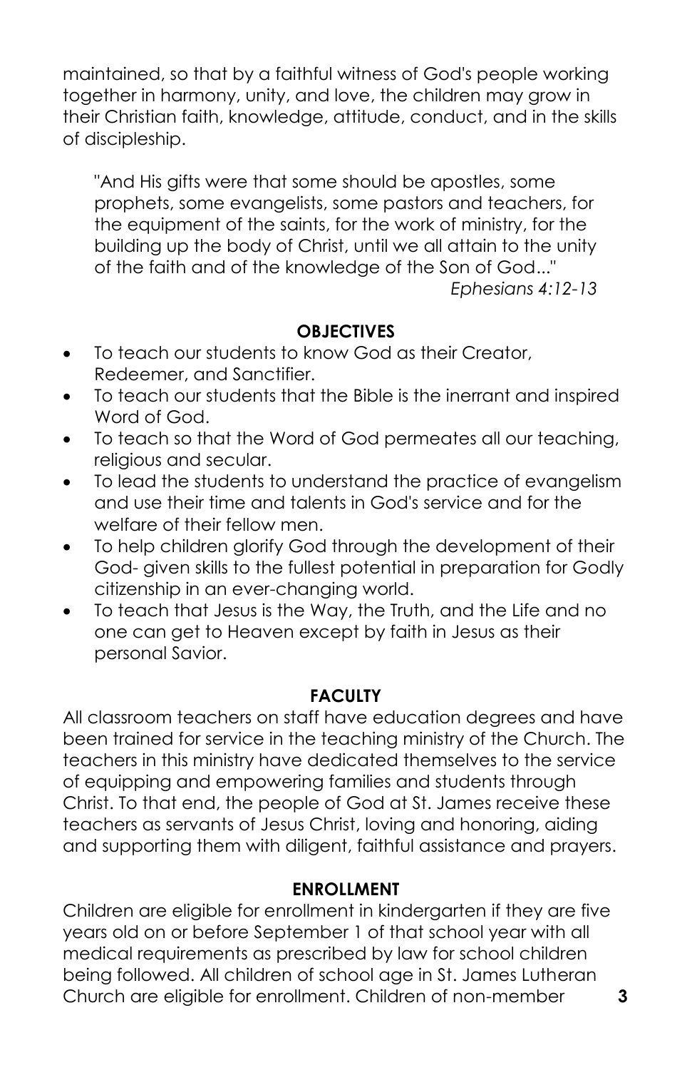maintained, so that by a faithful witness of God's people working together in harmony, unity, and love, the children may grow in their Christian faith, knowledge, attitude, conduct, and in the skills of discipleship.

> "And His gifts were that some should be apostles, some prophets, some evangelists, some pastors and teachers, for the equipment of the saints, for the work of ministry, for the building up the body of Christ, until we all attain to the unity of the faith and of the knowledge of the Son of God..."
>
> *Ephesians 4:12-13*

## OBJECTIVES

- To teach our students to know God as their Creator, Redeemer, and Sanctifier.
- To teach our students that the Bible is the inerrant and inspired Word of God.
- To teach so that the Word of God permeates all our teaching, religious and secular.
- To lead the students to understand the practice of evangelism and use their time and talents in God's service and for the welfare of their fellow men.
- To help children glorify God through the development of their God- given skills to the fullest potential in preparation for Godly citizenship in an ever-changing world.
- To teach that Jesus is the Way, the Truth, and the Life and no one can get to Heaven except by faith in Jesus as their personal Savior.

## FACULTY

All classroom teachers on staff have education degrees and have been trained for service in the teaching ministry of the Church. The teachers in this ministry have dedicated themselves to the service of equipping and empowering families and students through Christ. To that end, the people of God at St. James receive these teachers as servants of Jesus Christ, loving and honoring, aiding and supporting them with diligent, faithful assistance and prayers.

## ENROLLMENT

Children are eligible for enrollment in kindergarten if they are five years old on or before September 1 of that school year with all medical requirements as prescribed by law for school children being followed. All children of school age in St. James Lutheran Church are eligible for enrollment. Children of non-member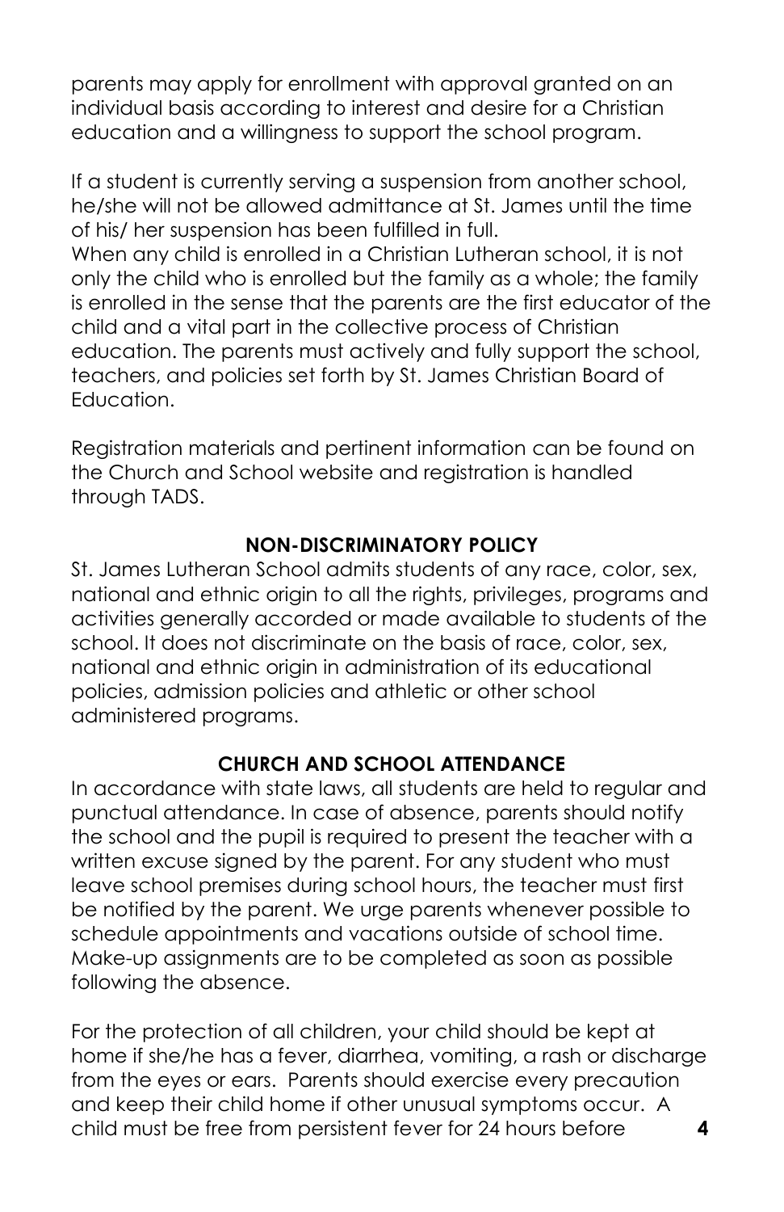parents may apply for enrollment with approval granted on an individual basis according to interest and desire for a Christian education and a willingness to support the school program.

If a student is currently serving a suspension from another school, he/she will not be allowed admittance at St. James until the time of his/ her suspension has been fulfilled in full.
When any child is enrolled in a Christian Lutheran school, it is not only the child who is enrolled but the family as a whole; the family is enrolled in the sense that the parents are the first educator of the child and a vital part in the collective process of Christian education. The parents must actively and fully support the school, teachers, and policies set forth by St. James Christian Board of Education.

Registration materials and pertinent information can be found on the Church and School website and registration is handled through TADS.

## NON-DISCRIMINATORY POLICY

St. James Lutheran School admits students of any race, color, sex, national and ethnic origin to all the rights, privileges, programs and activities generally accorded or made available to students of the school. It does not discriminate on the basis of race, color, sex, national and ethnic origin in administration of its educational policies, admission policies and athletic or other school administered programs.

## CHURCH AND SCHOOL ATTENDANCE

In accordance with state laws, all students are held to regular and punctual attendance. In case of absence, parents should notify the school and the pupil is required to present the teacher with a written excuse signed by the parent. For any student who must leave school premises during school hours, the teacher must first be notified by the parent. We urge parents whenever possible to schedule appointments and vacations outside of school time. Make-up assignments are to be completed as soon as possible following the absence.

For the protection of all children, your child should be kept at home if she/he has a fever, diarrhea, vomiting, a rash or discharge from the eyes or ears. Parents should exercise every precaution and keep their child home if other unusual symptoms occur. A child must be free from persistent fever for 24 hours before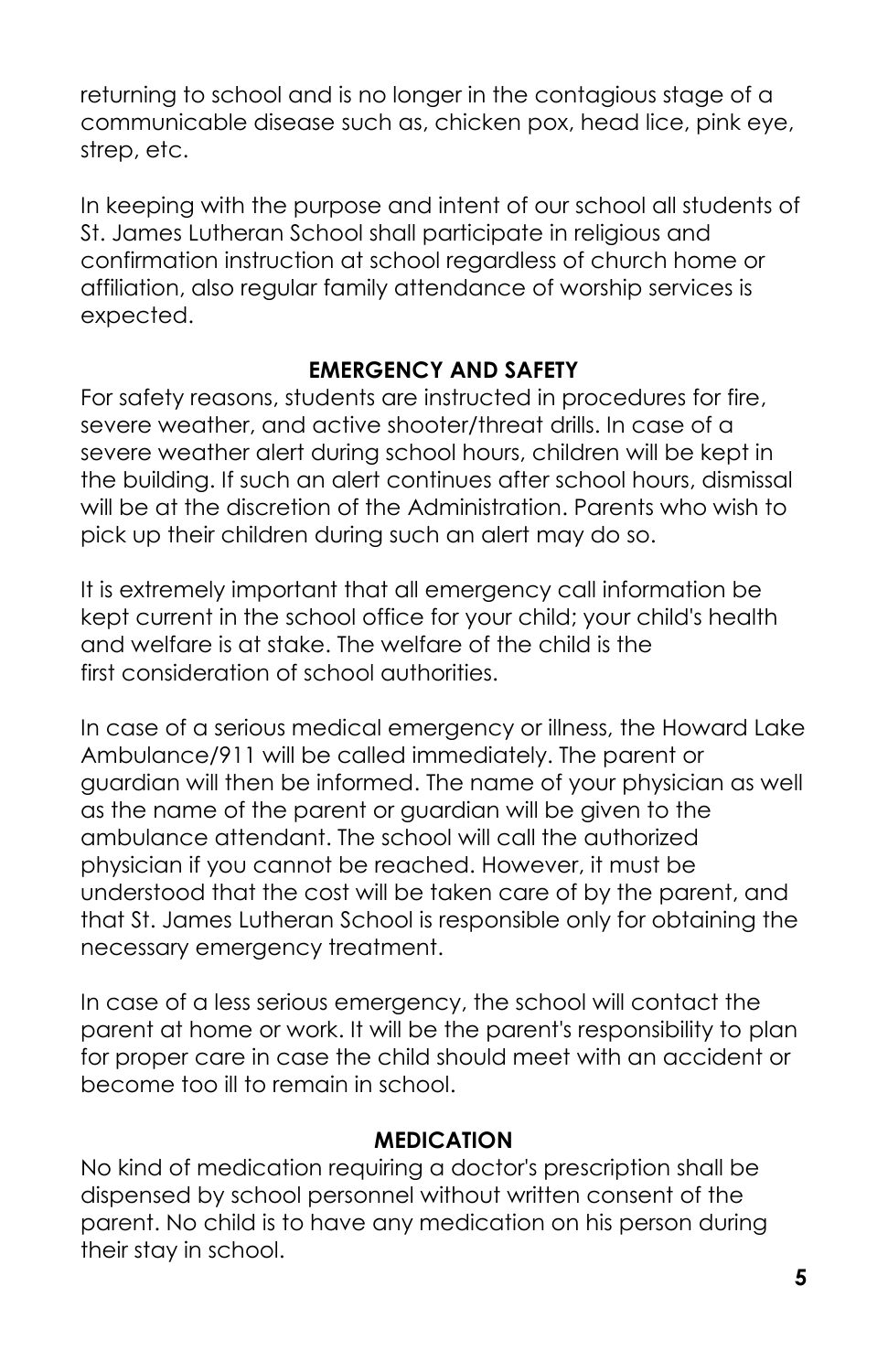returning to school and is no longer in the contagious stage of a communicable disease such as, chicken pox, head lice, pink eye, strep, etc.

In keeping with the purpose and intent of our school all students of St. James Lutheran School shall participate in religious and confirmation instruction at school regardless of church home or affiliation, also regular family attendance of worship services is expected.

## EMERGENCY AND SAFETY

For safety reasons, students are instructed in procedures for fire, severe weather, and active shooter/threat drills. In case of a severe weather alert during school hours, children will be kept in the building. If such an alert continues after school hours, dismissal will be at the discretion of the Administration. Parents who wish to pick up their children during such an alert may do so.

It is extremely important that all emergency call information be kept current in the school office for your child; your child's health and welfare is at stake. The welfare of the child is the first consideration of school authorities.

In case of a serious medical emergency or illness, the Howard Lake Ambulance/911 will be called immediately. The parent or guardian will then be informed. The name of your physician as well as the name of the parent or guardian will be given to the ambulance attendant. The school will call the authorized physician if you cannot be reached. However, it must be understood that the cost will be taken care of by the parent, and that St. James Lutheran School is responsible only for obtaining the necessary emergency treatment.

In case of a less serious emergency, the school will contact the parent at home or work. It will be the parent's responsibility to plan for proper care in case the child should meet with an accident or become too ill to remain in school.

## MEDICATION

No kind of medication requiring a doctor's prescription shall be dispensed by school personnel without written consent of the parent. No child is to have any medication on his person during their stay in school.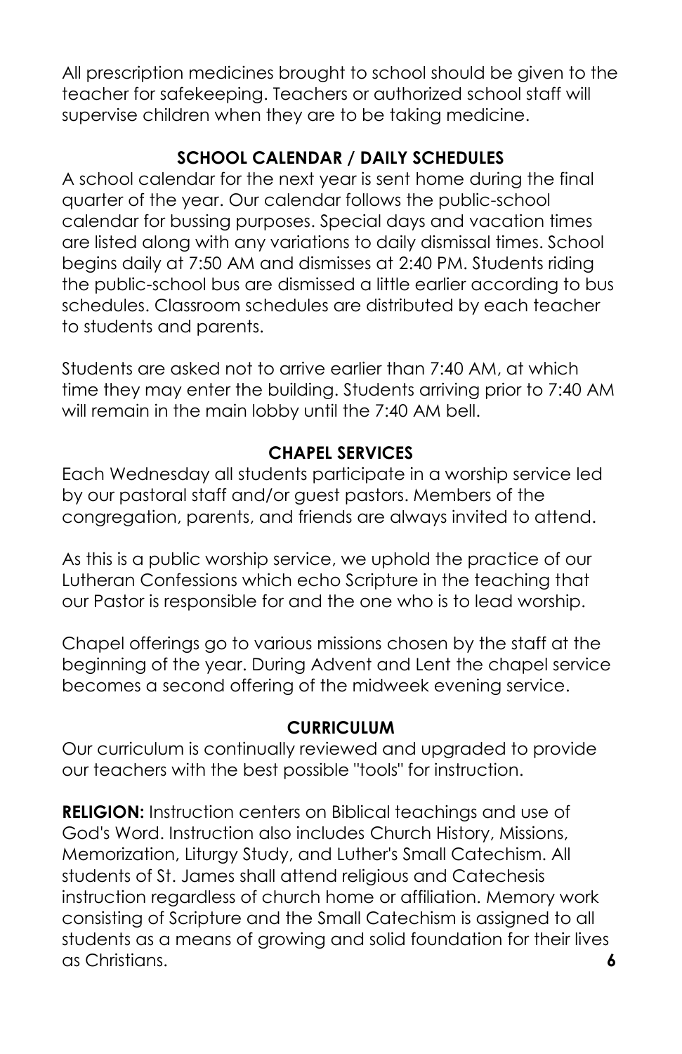All prescription medicines brought to school should be given to the teacher for safekeeping. Teachers or authorized school staff will supervise children when they are to be taking medicine.

## SCHOOL CALENDAR / DAILY SCHEDULES

A school calendar for the next year is sent home during the final quarter of the year. Our calendar follows the public-school calendar for bussing purposes. Special days and vacation times are listed along with any variations to daily dismissal times. School begins daily at 7:50 AM and dismisses at 2:40 PM. Students riding the public-school bus are dismissed a little earlier according to bus schedules. Classroom schedules are distributed by each teacher to students and parents.

Students are asked not to arrive earlier than 7:40 AM, at which time they may enter the building. Students arriving prior to 7:40 AM will remain in the main lobby until the 7:40 AM bell.

## CHAPEL SERVICES

Each Wednesday all students participate in a worship service led by our pastoral staff and/or guest pastors. Members of the congregation, parents, and friends are always invited to attend.

As this is a public worship service, we uphold the practice of our Lutheran Confessions which echo Scripture in the teaching that our Pastor is responsible for and the one who is to lead worship.

Chapel offerings go to various missions chosen by the staff at the beginning of the year. During Advent and Lent the chapel service becomes a second offering of the midweek evening service.

## CURRICULUM

Our curriculum is continually reviewed and upgraded to provide our teachers with the best possible "tools" for instruction.

**RELIGION:** Instruction centers on Biblical teachings and use of God's Word. Instruction also includes Church History, Missions, Memorization, Liturgy Study, and Luther's Small Catechism. All students of St. James shall attend religious and Catechesis instruction regardless of church home or affiliation. Memory work consisting of Scripture and the Small Catechism is assigned to all students as a means of growing and solid foundation for their lives as Christians.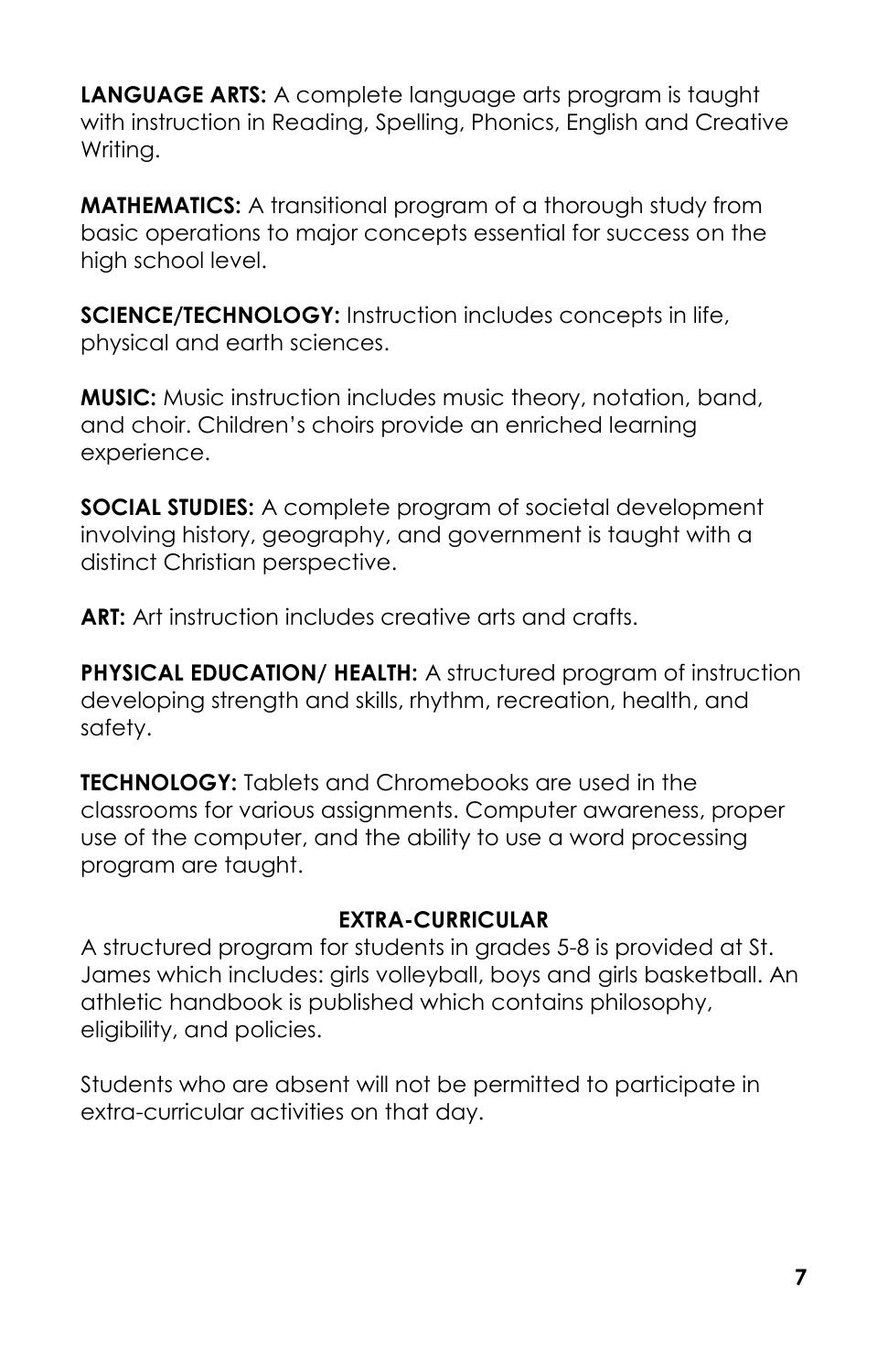**LANGUAGE ARTS:** A complete language arts program is taught with instruction in Reading, Spelling, Phonics, English and Creative Writing.

**MATHEMATICS:** A transitional program of a thorough study from basic operations to major concepts essential for success on the high school level.

**SCIENCE/TECHNOLOGY:** Instruction includes concepts in life, physical and earth sciences.

**MUSIC:** Music instruction includes music theory, notation, band, and choir. Children's choirs provide an enriched learning experience.

**SOCIAL STUDIES:** A complete program of societal development involving history, geography, and government is taught with a distinct Christian perspective.

**ART:** Art instruction includes creative arts and crafts.

**PHYSICAL EDUCATION/ HEALTH:** A structured program of instruction developing strength and skills, rhythm, recreation, health, and safety.

**TECHNOLOGY:** Tablets and Chromebooks are used in the classrooms for various assignments. Computer awareness, proper use of the computer, and the ability to use a word processing program are taught.

## EXTRA-CURRICULAR

A structured program for students in grades 5-8 is provided at St. James which includes: girls volleyball, boys and girls basketball. An athletic handbook is published which contains philosophy, eligibility, and policies.

Students who are absent will not be permitted to participate in extra-curricular activities on that day.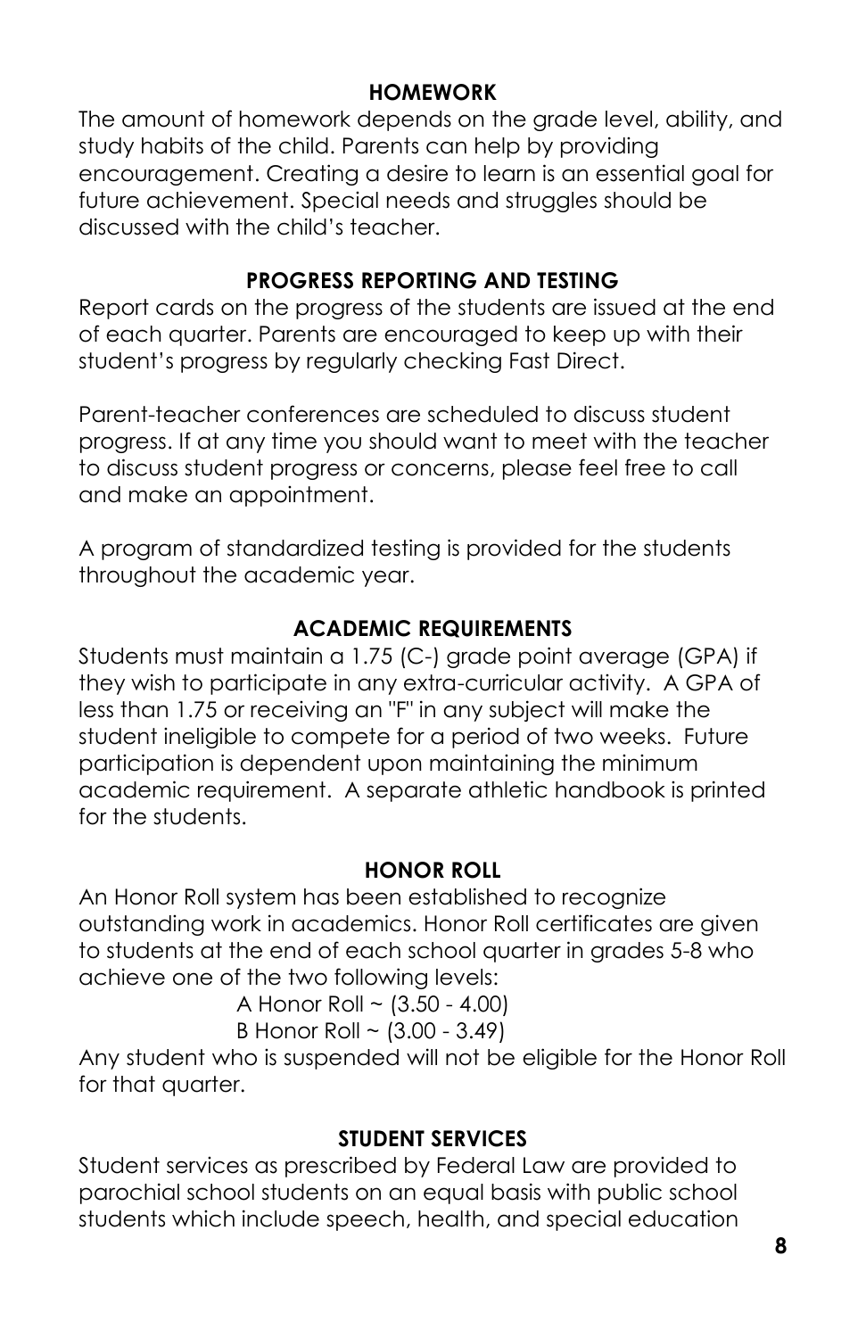## HOMEWORK

The amount of homework depends on the grade level, ability, and study habits of the child. Parents can help by providing encouragement. Creating a desire to learn is an essential goal for future achievement. Special needs and struggles should be discussed with the child's teacher.

## PROGRESS REPORTING AND TESTING

Report cards on the progress of the students are issued at the end of each quarter. Parents are encouraged to keep up with their student's progress by regularly checking Fast Direct.

Parent-teacher conferences are scheduled to discuss student progress. If at any time you should want to meet with the teacher to discuss student progress or concerns, please feel free to call and make an appointment.

A program of standardized testing is provided for the students throughout the academic year.

## ACADEMIC REQUIREMENTS

Students must maintain a 1.75 (C-) grade point average (GPA) if they wish to participate in any extra-curricular activity. A GPA of less than 1.75 or receiving an "F" in any subject will make the student ineligible to compete for a period of two weeks. Future participation is dependent upon maintaining the minimum academic requirement. A separate athletic handbook is printed for the students.

## HONOR ROLL

An Honor Roll system has been established to recognize outstanding work in academics. Honor Roll certificates are given to students at the end of each school quarter in grades 5-8 who achieve one of the two following levels:

A Honor Roll ~ (3.50 - 4.00)
B Honor Roll ~ (3.00 - 3.49)

Any student who is suspended will not be eligible for the Honor Roll for that quarter.

## STUDENT SERVICES

Student services as prescribed by Federal Law are provided to parochial school students on an equal basis with public school students which include speech, health, and special education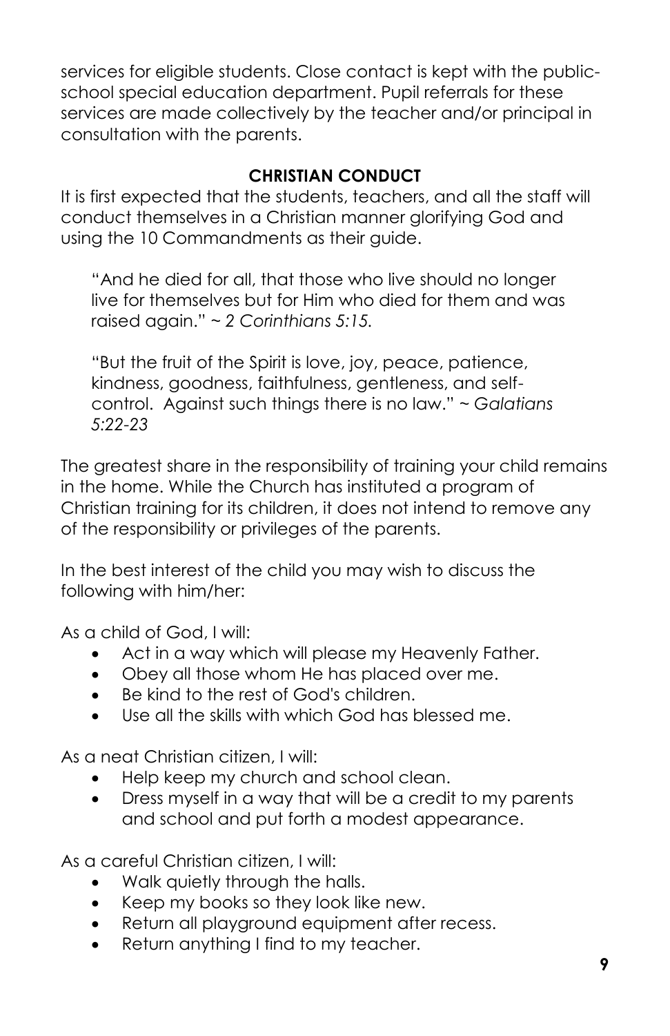services for eligible students. Close contact is kept with the public-school special education department. Pupil referrals for these services are made collectively by the teacher and/or principal in consultation with the parents.

## CHRISTIAN CONDUCT

It is first expected that the students, teachers, and all the staff will conduct themselves in a Christian manner glorifying God and using the 10 Commandments as their guide.

> "And he died for all, that those who live should no longer live for themselves but for Him who died for them and was raised again." ~ *2 Corinthians 5:15.*
>
> "But the fruit of the Spirit is love, joy, peace, patience, kindness, goodness, faithfulness, gentleness, and self-control. Against such things there is no law." ~ *Galatians 5:22-23*

The greatest share in the responsibility of training your child remains in the home. While the Church has instituted a program of Christian training for its children, it does not intend to remove any of the responsibility or privileges of the parents.

In the best interest of the child you may wish to discuss the following with him/her:

As a child of God, I will:

- Act in a way which will please my Heavenly Father.
- Obey all those whom He has placed over me.
- Be kind to the rest of God's children.
- Use all the skills with which God has blessed me.

As a neat Christian citizen, I will:

- Help keep my church and school clean.
- Dress myself in a way that will be a credit to my parents and school and put forth a modest appearance.

As a careful Christian citizen, I will:

- Walk quietly through the halls.
- Keep my books so they look like new.
- Return all playground equipment after recess.
- Return anything I find to my teacher.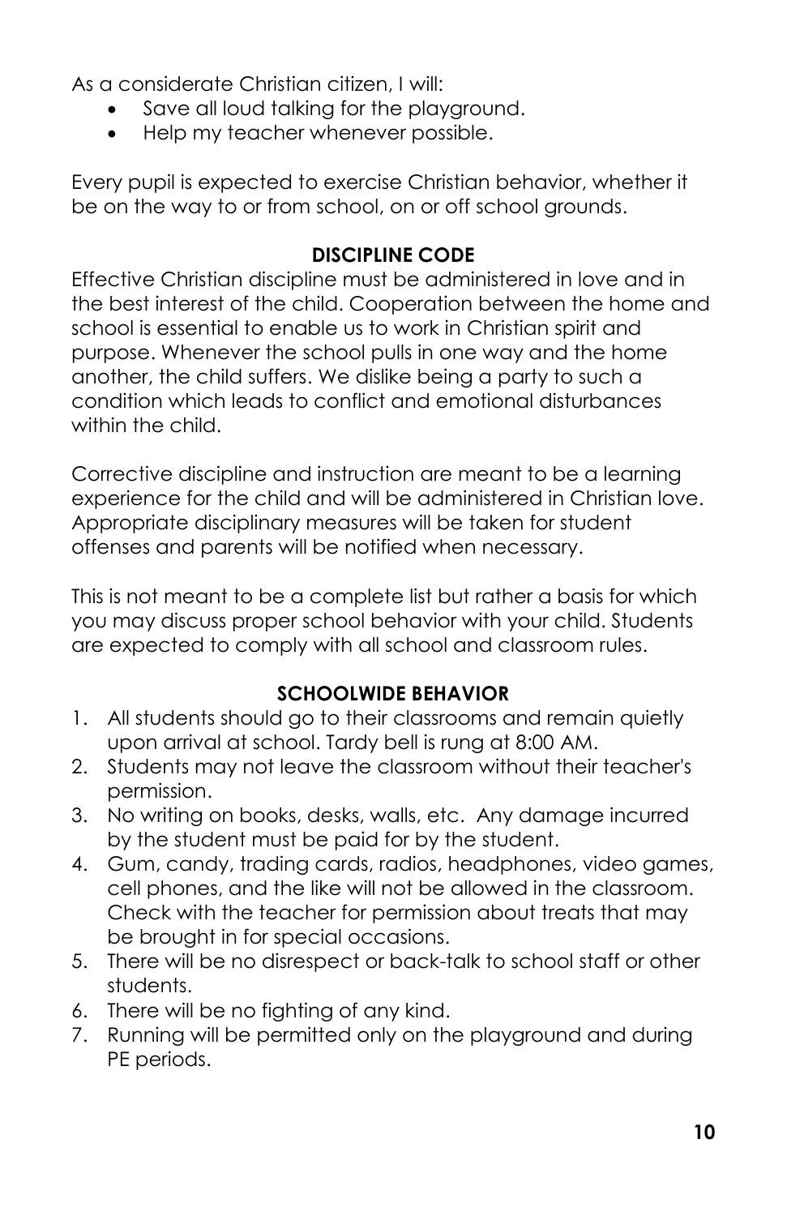As a considerate Christian citizen, I will:

- Save all loud talking for the playground.
- Help my teacher whenever possible.

Every pupil is expected to exercise Christian behavior, whether it be on the way to or from school, on or off school grounds.

## DISCIPLINE CODE

Effective Christian discipline must be administered in love and in the best interest of the child. Cooperation between the home and school is essential to enable us to work in Christian spirit and purpose. Whenever the school pulls in one way and the home another, the child suffers. We dislike being a party to such a condition which leads to conflict and emotional disturbances within the child.

Corrective discipline and instruction are meant to be a learning experience for the child and will be administered in Christian love. Appropriate disciplinary measures will be taken for student offenses and parents will be notified when necessary.

This is not meant to be a complete list but rather a basis for which you may discuss proper school behavior with your child. Students are expected to comply with all school and classroom rules.

## SCHOOLWIDE BEHAVIOR

1. All students should go to their classrooms and remain quietly upon arrival at school. Tardy bell is rung at 8:00 AM.
2. Students may not leave the classroom without their teacher's permission.
3. No writing on books, desks, walls, etc. Any damage incurred by the student must be paid for by the student.
4. Gum, candy, trading cards, radios, headphones, video games, cell phones, and the like will not be allowed in the classroom. Check with the teacher for permission about treats that may be brought in for special occasions.
5. There will be no disrespect or back-talk to school staff or other students.
6. There will be no fighting of any kind.
7. Running will be permitted only on the playground and during PE periods.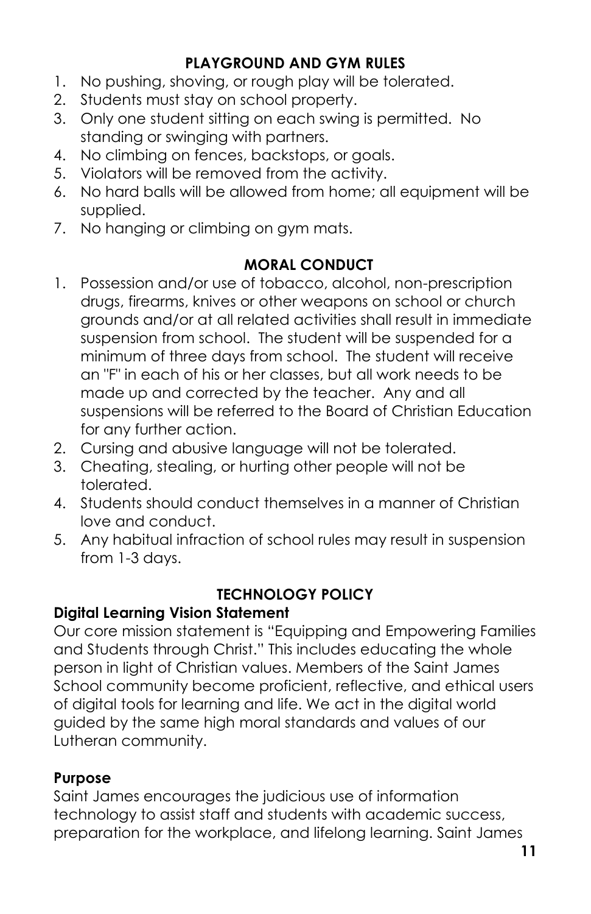## PLAYGROUND AND GYM RULES

1. No pushing, shoving, or rough play will be tolerated.
2. Students must stay on school property.
3. Only one student sitting on each swing is permitted. No standing or swinging with partners.
4. No climbing on fences, backstops, or goals.
5. Violators will be removed from the activity.
6. No hard balls will be allowed from home; all equipment will be supplied.
7. No hanging or climbing on gym mats.

## MORAL CONDUCT

1. Possession and/or use of tobacco, alcohol, non-prescription drugs, firearms, knives or other weapons on school or church grounds and/or at all related activities shall result in immediate suspension from school. The student will be suspended for a minimum of three days from school. The student will receive an "F" in each of his or her classes, but all work needs to be made up and corrected by the teacher. Any and all suspensions will be referred to the Board of Christian Education for any further action.
2. Cursing and abusive language will not be tolerated.
3. Cheating, stealing, or hurting other people will not be tolerated.
4. Students should conduct themselves in a manner of Christian love and conduct.
5. Any habitual infraction of school rules may result in suspension from 1-3 days.

## TECHNOLOGY POLICY

### Digital Learning Vision Statement

Our core mission statement is "Equipping and Empowering Families and Students through Christ." This includes educating the whole person in light of Christian values. Members of the Saint James School community become proficient, reflective, and ethical users of digital tools for learning and life. We act in the digital world guided by the same high moral standards and values of our Lutheran community.

### Purpose

Saint James encourages the judicious use of information technology to assist staff and students with academic success, preparation for the workplace, and lifelong learning. Saint James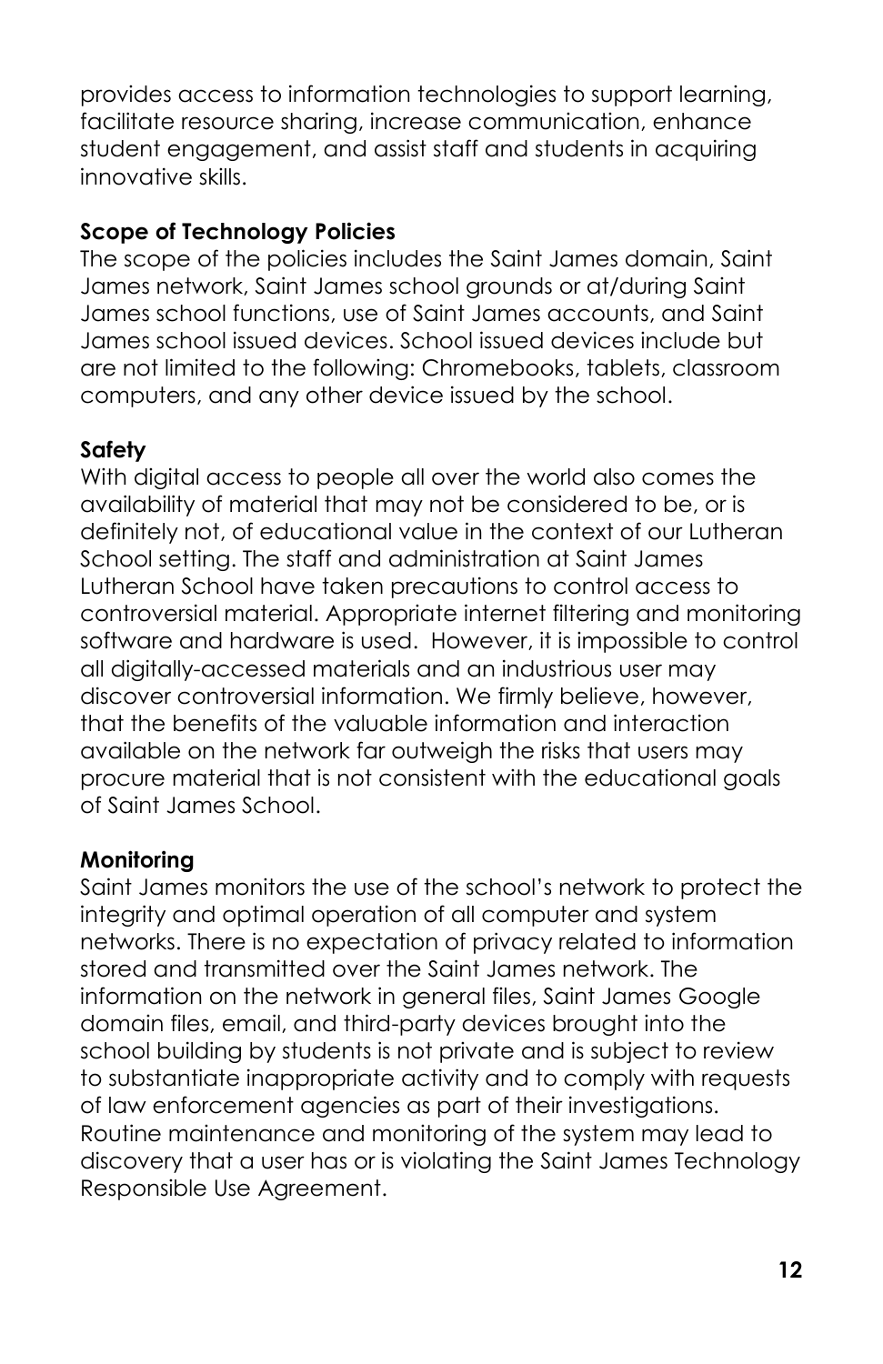provides access to information technologies to support learning, facilitate resource sharing, increase communication, enhance student engagement, and assist staff and students in acquiring innovative skills.

**Scope of Technology Policies**

The scope of the policies includes the Saint James domain, Saint James network, Saint James school grounds or at/during Saint James school functions, use of Saint James accounts, and Saint James school issued devices. School issued devices include but are not limited to the following: Chromebooks, tablets, classroom computers, and any other device issued by the school.

**Safety**

With digital access to people all over the world also comes the availability of material that may not be considered to be, or is definitely not, of educational value in the context of our Lutheran School setting. The staff and administration at Saint James Lutheran School have taken precautions to control access to controversial material. Appropriate internet filtering and monitoring software and hardware is used. However, it is impossible to control all digitally-accessed materials and an industrious user may discover controversial information. We firmly believe, however, that the benefits of the valuable information and interaction available on the network far outweigh the risks that users may procure material that is not consistent with the educational goals of Saint James School.

**Monitoring**

Saint James monitors the use of the school's network to protect the integrity and optimal operation of all computer and system networks. There is no expectation of privacy related to information stored and transmitted over the Saint James network. The information on the network in general files, Saint James Google domain files, email, and third-party devices brought into the school building by students is not private and is subject to review to substantiate inappropriate activity and to comply with requests of law enforcement agencies as part of their investigations. Routine maintenance and monitoring of the system may lead to discovery that a user has or is violating the Saint James Technology Responsible Use Agreement.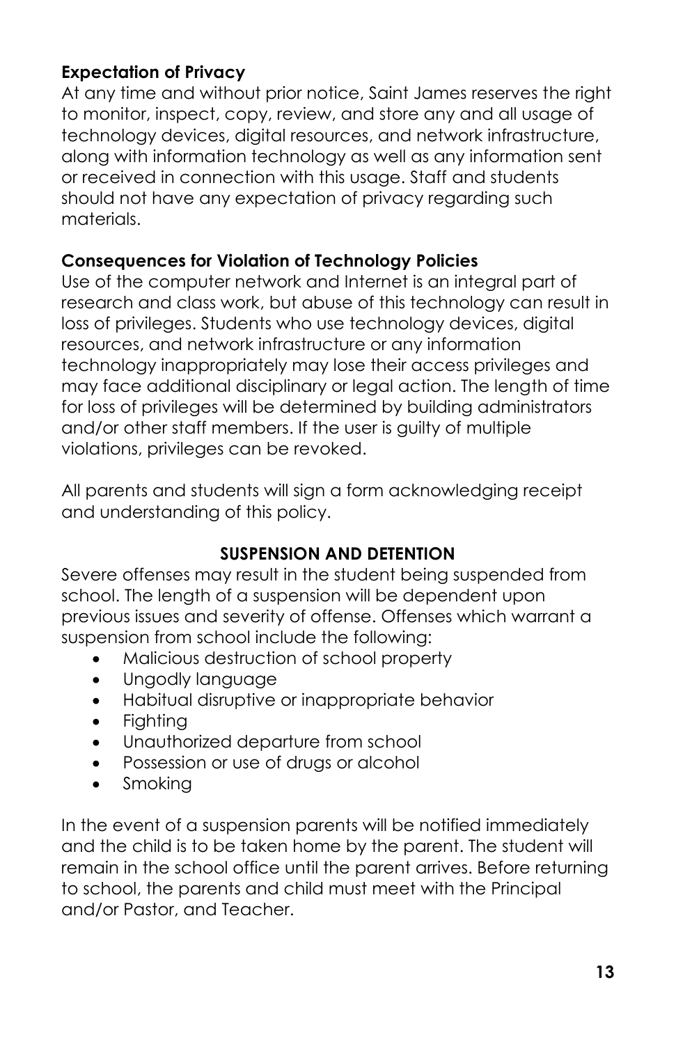**Expectation of Privacy**

At any time and without prior notice, Saint James reserves the right to monitor, inspect, copy, review, and store any and all usage of technology devices, digital resources, and network infrastructure, along with information technology as well as any information sent or received in connection with this usage. Staff and students should not have any expectation of privacy regarding such materials.

**Consequences for Violation of Technology Policies**

Use of the computer network and Internet is an integral part of research and class work, but abuse of this technology can result in loss of privileges. Students who use technology devices, digital resources, and network infrastructure or any information technology inappropriately may lose their access privileges and may face additional disciplinary or legal action. The length of time for loss of privileges will be determined by building administrators and/or other staff members. If the user is guilty of multiple violations, privileges can be revoked.

All parents and students will sign a form acknowledging receipt and understanding of this policy.

## SUSPENSION AND DETENTION

Severe offenses may result in the student being suspended from school. The length of a suspension will be dependent upon previous issues and severity of offense. Offenses which warrant a suspension from school include the following:

- Malicious destruction of school property
- Ungodly language
- Habitual disruptive or inappropriate behavior
- Fighting
- Unauthorized departure from school
- Possession or use of drugs or alcohol
- Smoking

In the event of a suspension parents will be notified immediately and the child is to be taken home by the parent. The student will remain in the school office until the parent arrives. Before returning to school, the parents and child must meet with the Principal and/or Pastor, and Teacher.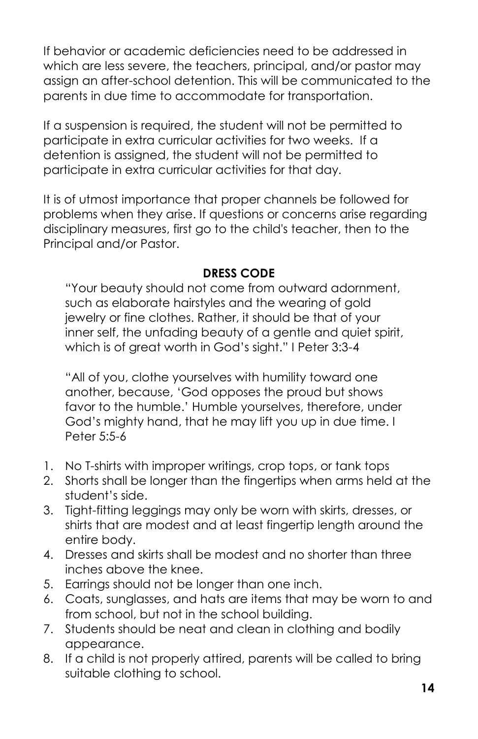If behavior or academic deficiencies need to be addressed in which are less severe, the teachers, principal, and/or pastor may assign an after-school detention. This will be communicated to the parents in due time to accommodate for transportation.

If a suspension is required, the student will not be permitted to participate in extra curricular activities for two weeks. If a detention is assigned, the student will not be permitted to participate in extra curricular activities for that day.

It is of utmost importance that proper channels be followed for problems when they arise. If questions or concerns arise regarding disciplinary measures, first go to the child's teacher, then to the Principal and/or Pastor.

## DRESS CODE

"Your beauty should not come from outward adornment, such as elaborate hairstyles and the wearing of gold jewelry or fine clothes. Rather, it should be that of your inner self, the unfading beauty of a gentle and quiet spirit, which is of great worth in God's sight." I Peter 3:3-4

"All of you, clothe yourselves with humility toward one another, because, 'God opposes the proud but shows favor to the humble.' Humble yourselves, therefore, under God's mighty hand, that he may lift you up in due time. I Peter 5:5-6

1. No T-shirts with improper writings, crop tops, or tank tops
2. Shorts shall be longer than the fingertips when arms held at the student's side.
3. Tight-fitting leggings may only be worn with skirts, dresses, or shirts that are modest and at least fingertip length around the entire body.
4. Dresses and skirts shall be modest and no shorter than three inches above the knee.
5. Earrings should not be longer than one inch.
6. Coats, sunglasses, and hats are items that may be worn to and from school, but not in the school building.
7. Students should be neat and clean in clothing and bodily appearance.
8. If a child is not properly attired, parents will be called to bring suitable clothing to school.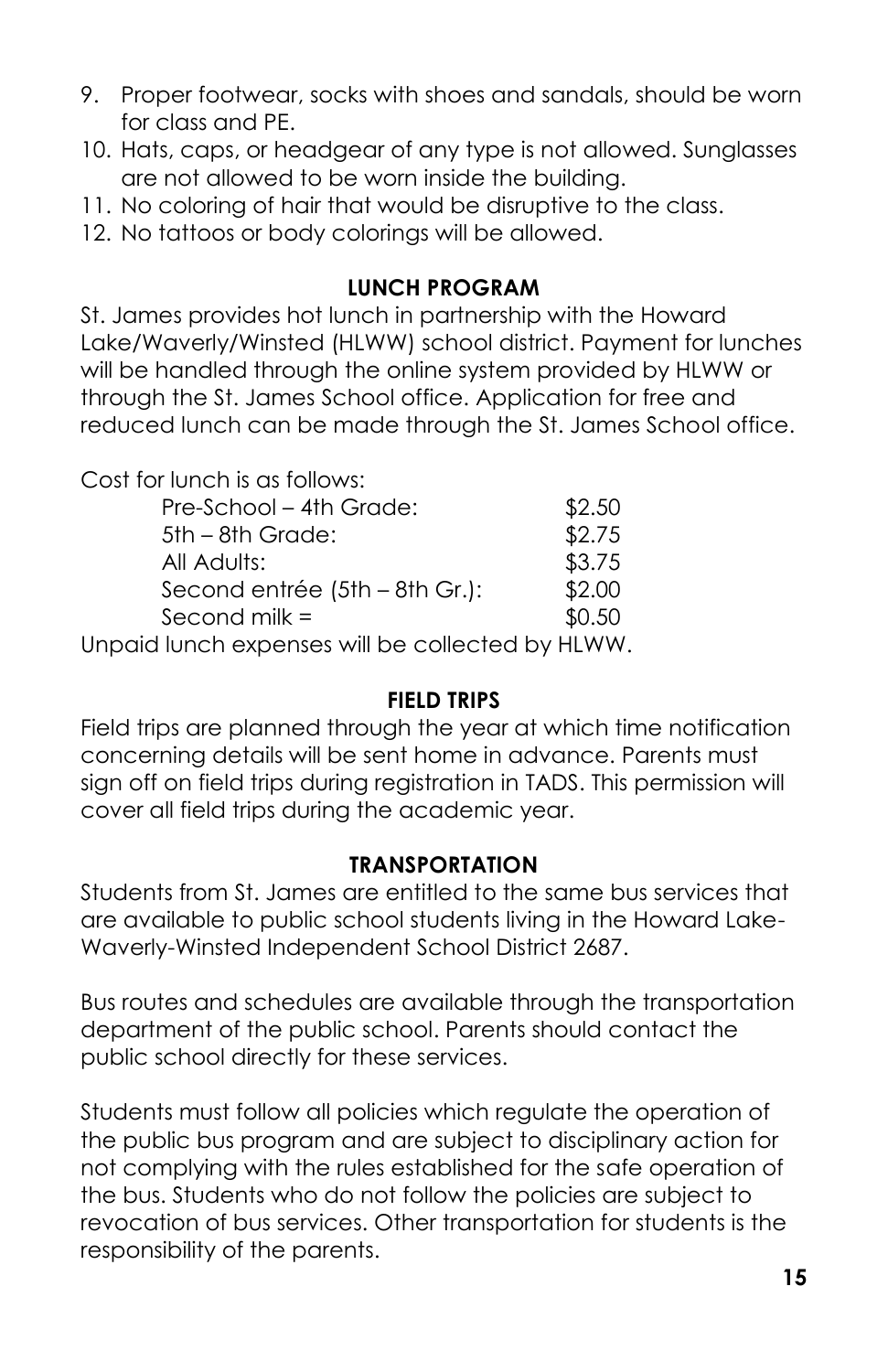9. Proper footwear, socks with shoes and sandals, should be worn for class and PE.
10. Hats, caps, or headgear of any type is not allowed. Sunglasses are not allowed to be worn inside the building.
11. No coloring of hair that would be disruptive to the class.
12. No tattoos or body colorings will be allowed.

## LUNCH PROGRAM

St. James provides hot lunch in partnership with the Howard Lake/Waverly/Winsted (HLWW) school district. Payment for lunches will be handled through the online system provided by HLWW or through the St. James School office. Application for free and reduced lunch can be made through the St. James School office.

Cost for lunch is as follows:

| | |
|---|---|
| Pre-School – 4th Grade: | $2.50 |
| 5th – 8th Grade: | $2.75 |
| All Adults: | $3.75 |
| Second entrée (5th – 8th Gr.): | $2.00 |
| Second milk = | $0.50 |

Unpaid lunch expenses will be collected by HLWW.

## FIELD TRIPS

Field trips are planned through the year at which time notification concerning details will be sent home in advance. Parents must sign off on field trips during registration in TADS. This permission will cover all field trips during the academic year.

## TRANSPORTATION

Students from St. James are entitled to the same bus services that are available to public school students living in the Howard Lake-Waverly-Winsted Independent School District 2687.

Bus routes and schedules are available through the transportation department of the public school. Parents should contact the public school directly for these services.

Students must follow all policies which regulate the operation of the public bus program and are subject to disciplinary action for not complying with the rules established for the safe operation of the bus. Students who do not follow the policies are subject to revocation of bus services. Other transportation for students is the responsibility of the parents.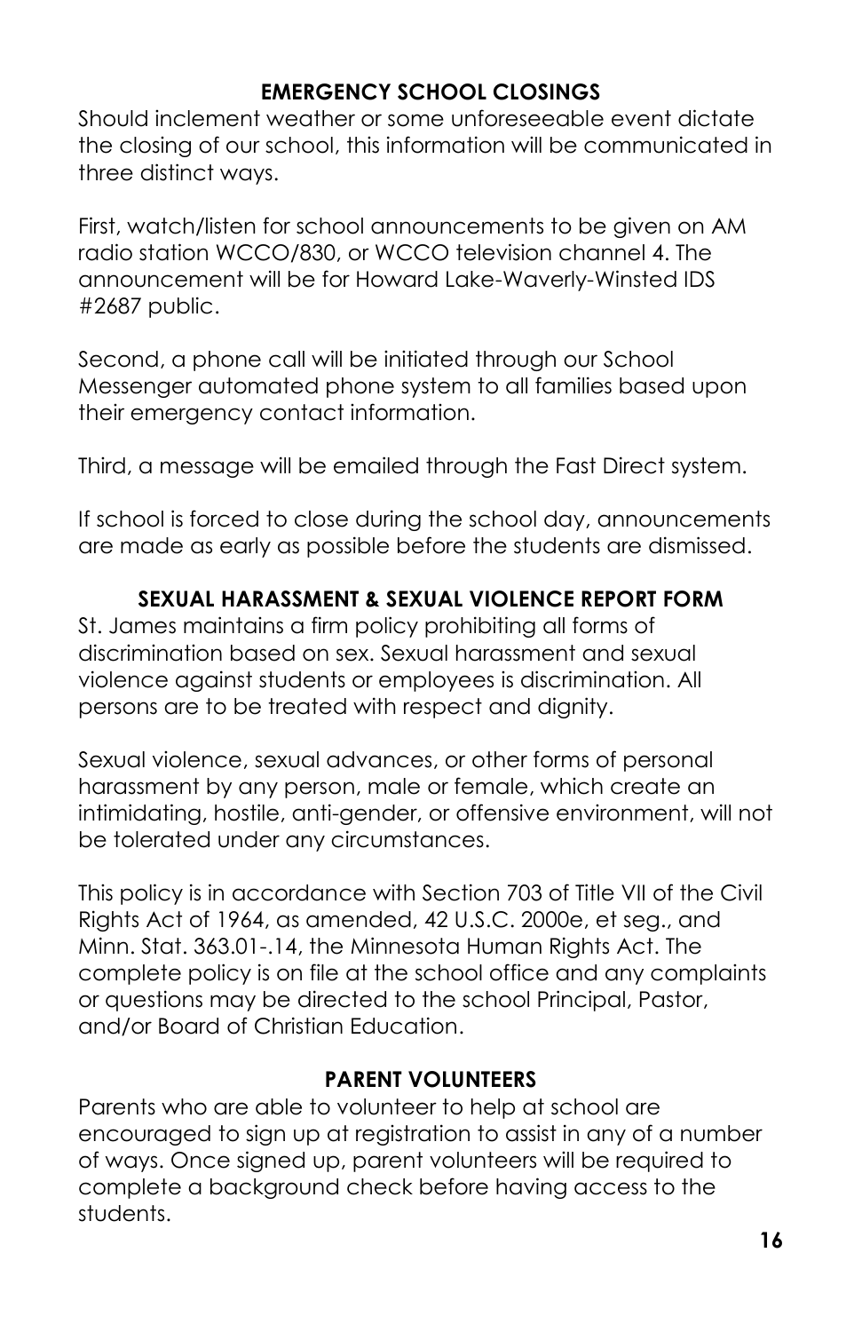## EMERGENCY SCHOOL CLOSINGS

Should inclement weather or some unforeseeable event dictate the closing of our school, this information will be communicated in three distinct ways.

First, watch/listen for school announcements to be given on AM radio station WCCO/830, or WCCO television channel 4. The announcement will be for Howard Lake-Waverly-Winsted IDS #2687 public.

Second, a phone call will be initiated through our School Messenger automated phone system to all families based upon their emergency contact information.

Third, a message will be emailed through the Fast Direct system.

If school is forced to close during the school day, announcements are made as early as possible before the students are dismissed.

## SEXUAL HARASSMENT & SEXUAL VIOLENCE REPORT FORM

St. James maintains a firm policy prohibiting all forms of discrimination based on sex. Sexual harassment and sexual violence against students or employees is discrimination. All persons are to be treated with respect and dignity.

Sexual violence, sexual advances, or other forms of personal harassment by any person, male or female, which create an intimidating, hostile, anti-gender, or offensive environment, will not be tolerated under any circumstances.

This policy is in accordance with Section 703 of Title VII of the Civil Rights Act of 1964, as amended, 42 U.S.C. 2000e, et seg., and Minn. Stat. 363.01-.14, the Minnesota Human Rights Act. The complete policy is on file at the school office and any complaints or questions may be directed to the school Principal, Pastor, and/or Board of Christian Education.

## PARENT VOLUNTEERS

Parents who are able to volunteer to help at school are encouraged to sign up at registration to assist in any of a number of ways. Once signed up, parent volunteers will be required to complete a background check before having access to the students.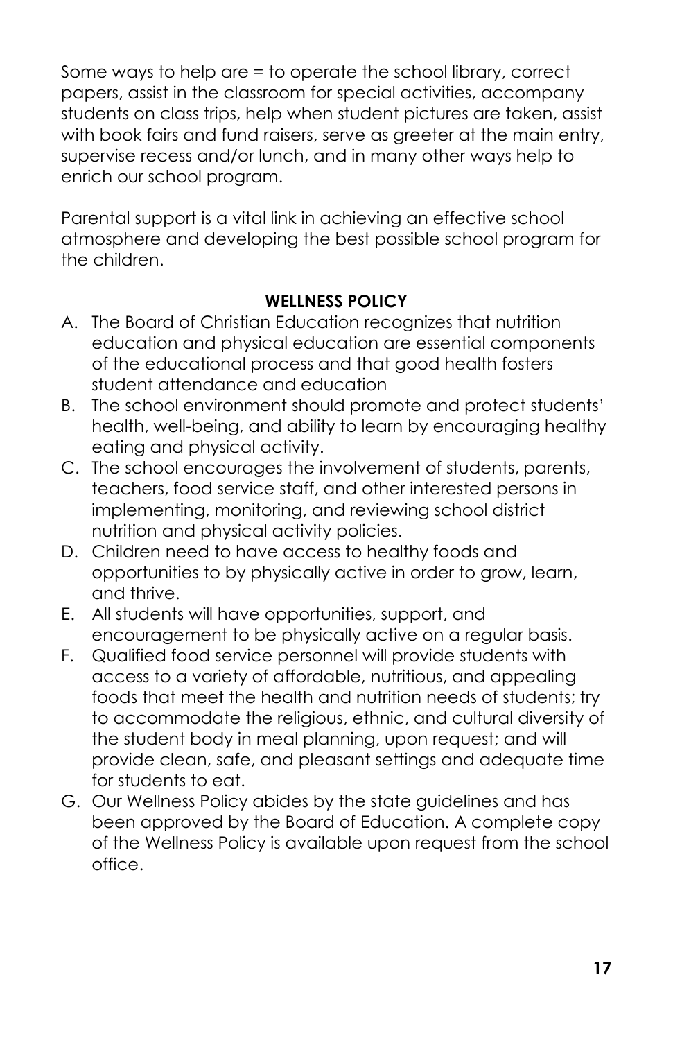Some ways to help are = to operate the school library, correct papers, assist in the classroom for special activities, accompany students on class trips, help when student pictures are taken, assist with book fairs and fund raisers, serve as greeter at the main entry, supervise recess and/or lunch, and in many other ways help to enrich our school program.

Parental support is a vital link in achieving an effective school atmosphere and developing the best possible school program for the children.

## WELLNESS POLICY

A. The Board of Christian Education recognizes that nutrition education and physical education are essential components of the educational process and that good health fosters student attendance and education
B. The school environment should promote and protect students' health, well-being, and ability to learn by encouraging healthy eating and physical activity.
C. The school encourages the involvement of students, parents, teachers, food service staff, and other interested persons in implementing, monitoring, and reviewing school district nutrition and physical activity policies.
D. Children need to have access to healthy foods and opportunities to by physically active in order to grow, learn, and thrive.
E. All students will have opportunities, support, and encouragement to be physically active on a regular basis.
F. Qualified food service personnel will provide students with access to a variety of affordable, nutritious, and appealing foods that meet the health and nutrition needs of students; try to accommodate the religious, ethnic, and cultural diversity of the student body in meal planning, upon request; and will provide clean, safe, and pleasant settings and adequate time for students to eat.
G. Our Wellness Policy abides by the state guidelines and has been approved by the Board of Education. A complete copy of the Wellness Policy is available upon request from the school office.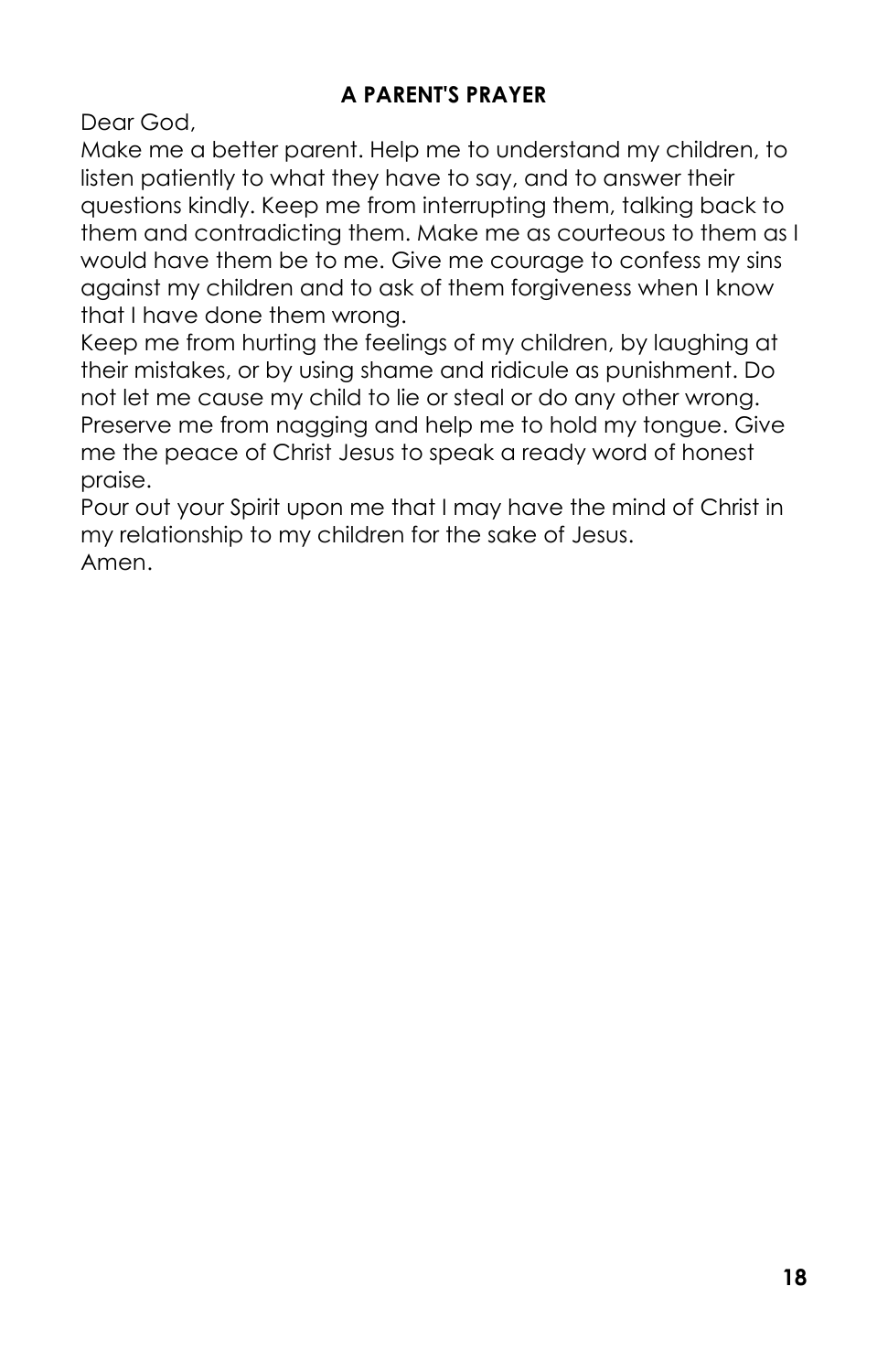## A PARENT'S PRAYER

Dear God,
Make me a better parent. Help me to understand my children, to listen patiently to what they have to say, and to answer their questions kindly. Keep me from interrupting them, talking back to them and contradicting them. Make me as courteous to them as I would have them be to me. Give me courage to confess my sins against my children and to ask of them forgiveness when I know that I have done them wrong.
Keep me from hurting the feelings of my children, by laughing at their mistakes, or by using shame and ridicule as punishment. Do not let me cause my child to lie or steal or do any other wrong. Preserve me from nagging and help me to hold my tongue. Give me the peace of Christ Jesus to speak a ready word of honest praise.
Pour out your Spirit upon me that I may have the mind of Christ in my relationship to my children for the sake of Jesus.
Amen.